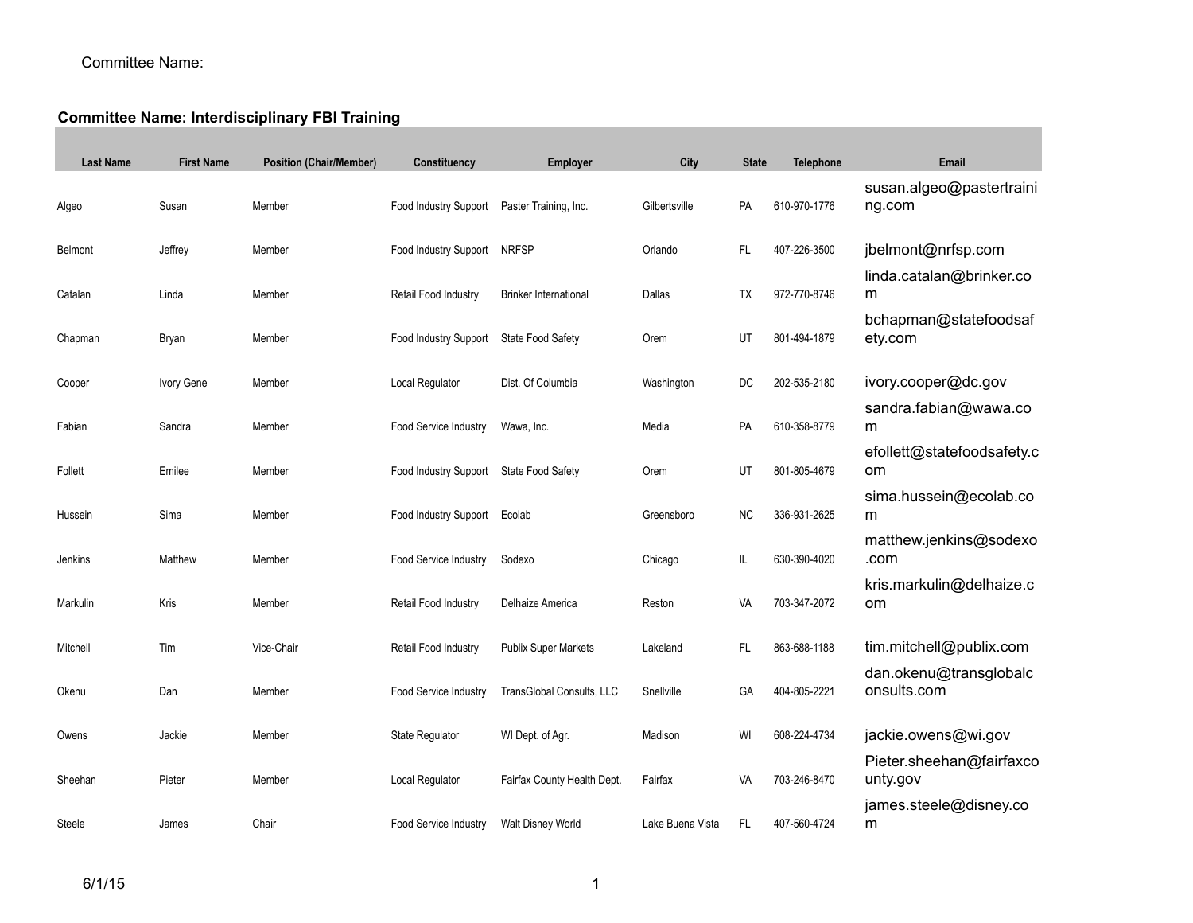Committee Name:

**Committee Name: Interdisciplinary FBI Training**

| Last Name | First Name | Position (Chair/Member) | Constituency | Employer | City | State | Telephone | Email |
|---|---|---|---|---|---|---|---|---|
| Algeo | Susan | Member | Food Industry Support | Paster Training, Inc. | Gilbertsville | PA | 610-970-1776 | susan.algeo@pastertraining.com |
| Belmont | Jeffrey | Member | Food Industry Support | NRFSP | Orlando | FL | 407-226-3500 | jbelmont@nrfsp.com |
| Catalan | Linda | Member | Retail Food Industry | Brinker International | Dallas | TX | 972-770-8746 | linda.catalan@brinker.com |
| Chapman | Bryan | Member | Food Industry Support | State Food Safety | Orem | UT | 801-494-1879 | bchapman@statefoodsafety.com |
| Cooper | Ivory Gene | Member | Local Regulator | Dist. Of Columbia | Washington | DC | 202-535-2180 | ivory.cooper@dc.gov |
| Fabian | Sandra | Member | Food Service Industry | Wawa, Inc. | Media | PA | 610-358-8779 | sandra.fabian@wawa.com |
| Follett | Emilee | Member | Food Industry Support | State Food Safety | Orem | UT | 801-805-4679 | efollett@statefoodsafety.com |
| Hussein | Sima | Member | Food Industry Support | Ecolab | Greensboro | NC | 336-931-2625 | sima.hussein@ecolab.com |
| Jenkins | Matthew | Member | Food Service Industry | Sodexo | Chicago | IL | 630-390-4020 | matthew.jenkins@sodexo.com |
| Markulin | Kris | Member | Retail Food Industry | Delhaize America | Reston | VA | 703-347-2072 | kris.markulin@delhaize.com |
| Mitchell | Tim | Vice-Chair | Retail Food Industry | Publix Super Markets | Lakeland | FL | 863-688-1188 | tim.mitchell@publix.com |
| Okenu | Dan | Member | Food Service Industry | TransGlobal Consults, LLC | Snellville | GA | 404-805-2221 | dan.okenu@transglobalconsults.com |
| Owens | Jackie | Member | State Regulator | WI Dept. of Agr. | Madison | WI | 608-224-4734 | jackie.owens@wi.gov |
| Sheehan | Pieter | Member | Local Regulator | Fairfax County Health Dept. | Fairfax | VA | 703-246-8470 | Pieter.sheehan@fairfaxcounty.gov |
| Steele | James | Chair | Food Service Industry | Walt Disney World | Lake Buena Vista | FL | 407-560-4724 | james.steele@disney.com |

6/1/15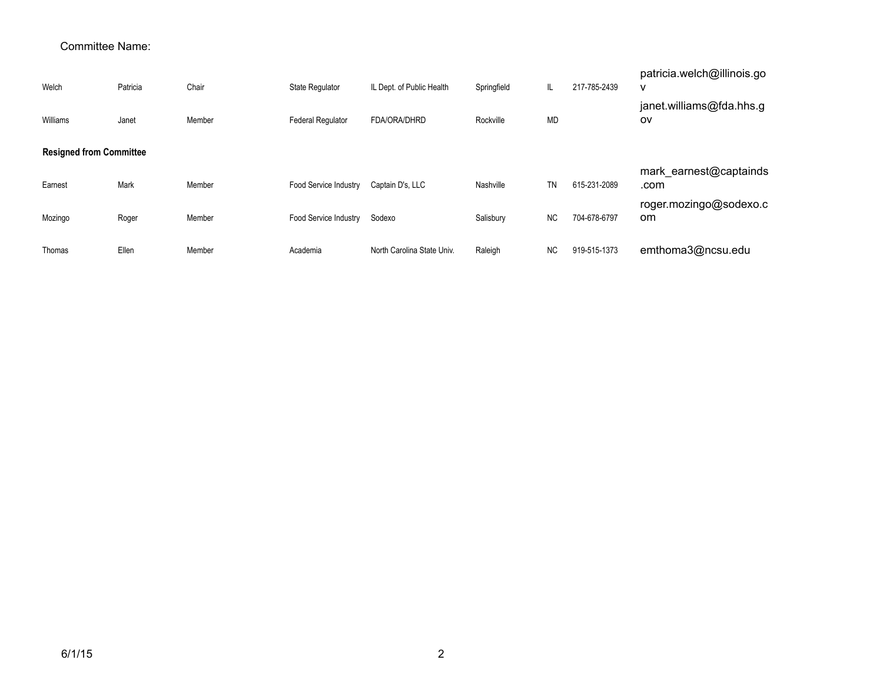Committee Name:

| | | | | | | | | |
|---|---|---|---|---|---|---|---|---|
| Welch | Patricia | Chair | State Regulator | IL Dept. of Public Health | Springfield | IL | 217-785-2439 | patricia.welch@illinois.gov |
| Williams | Janet | Member | Federal Regulator | FDA/ORA/DHRD | Rockville | MD | | janet.williams@fda.hhs.gov |
| **Resigned from Committee** | | | | | | | | |
| Earnest | Mark | Member | Food Service Industry | Captain D's, LLC | Nashville | TN | 615-231-2089 | mark_earnest@captainds.com |
| Mozingo | Roger | Member | Food Service Industry | Sodexo | Salisbury | NC | 704-678-6797 | roger.mozingo@sodexo.com |
| Thomas | Ellen | Member | Academia | North Carolina State Univ. | Raleigh | NC | 919-515-1373 | emthoma3@ncsu.edu |

6/1/15